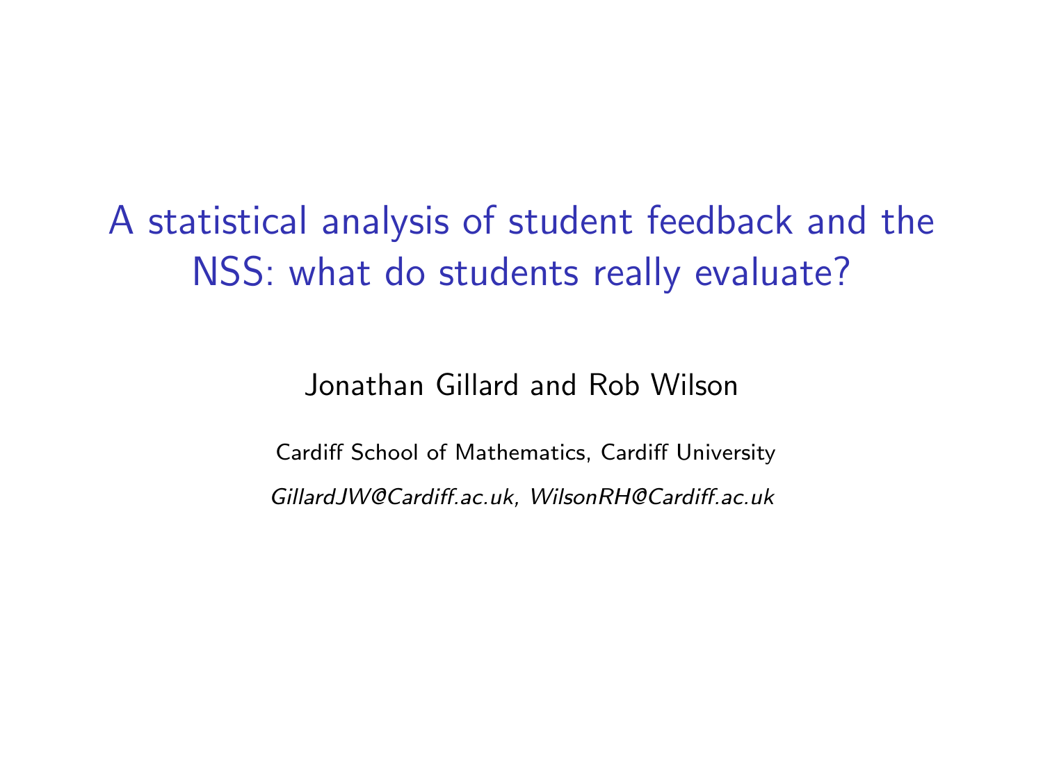# A statistical analysis of student feedback and the NSS: what do students really evaluate?

Jonathan Gillard and Rob Wilson

Cardiff School of Mathematics, Cardiff University

*GillardJW@Cardiff.ac.uk, WilsonRH@Cardiff.ac.uk*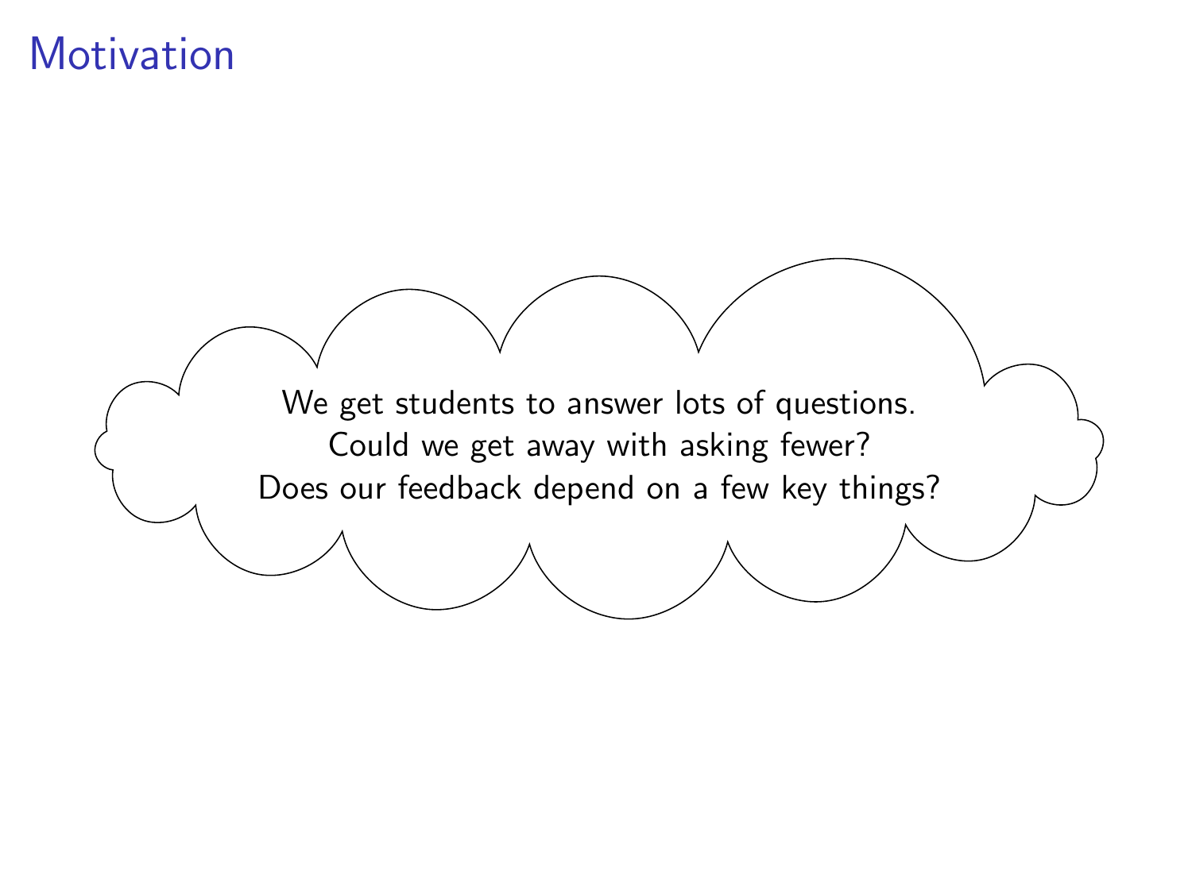# Motivation

We get students to answer lots of questions.
Could we get away with asking fewer?
Does our feedback depend on a few key things?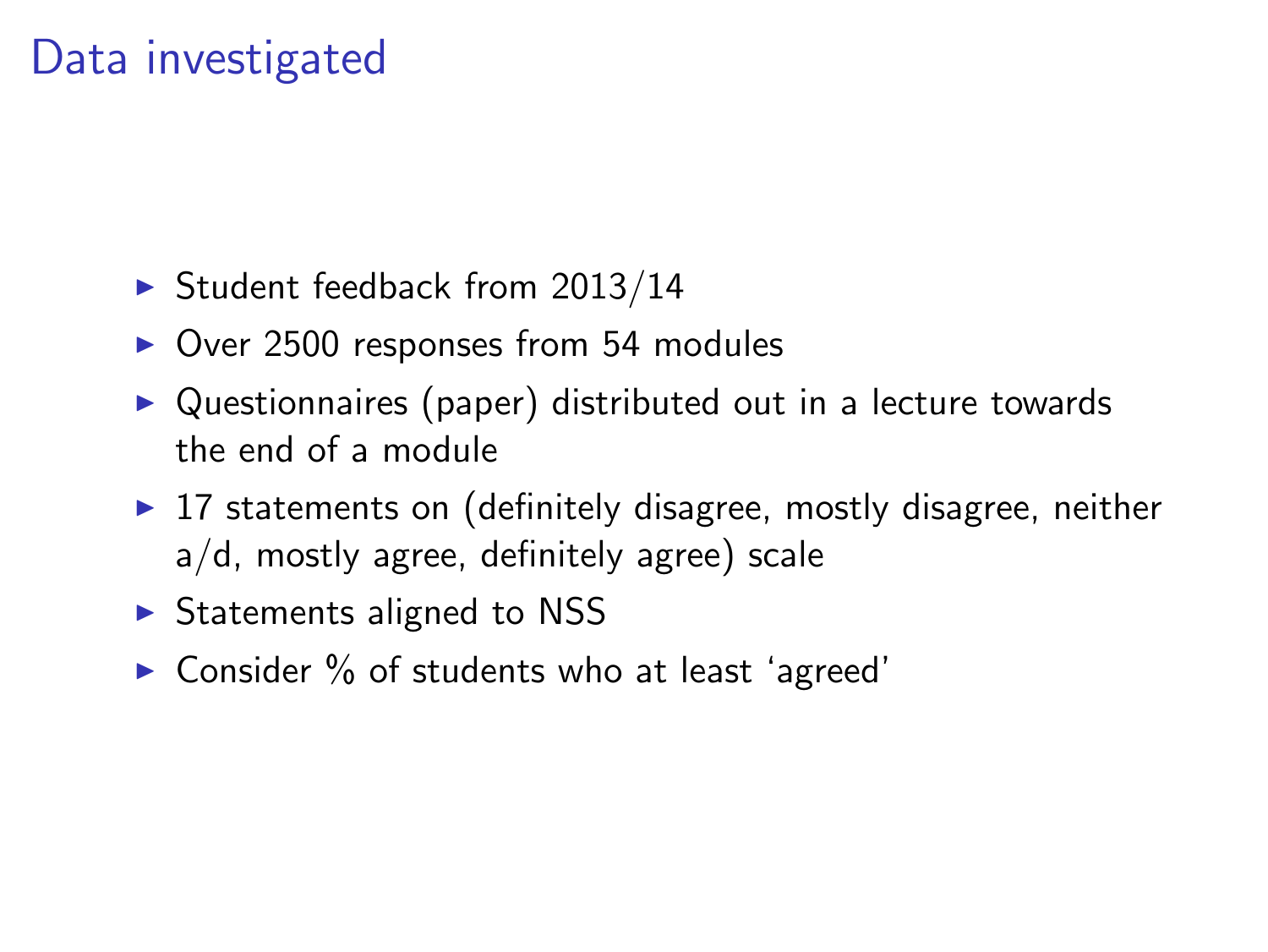# Data investigated

- Student feedback from 2013/14
- Over 2500 responses from 54 modules
- Questionnaires (paper) distributed out in a lecture towards the end of a module
- 17 statements on (definitely disagree, mostly disagree, neither a/d, mostly agree, definitely agree) scale
- Statements aligned to NSS
- Consider % of students who at least ‘agreed’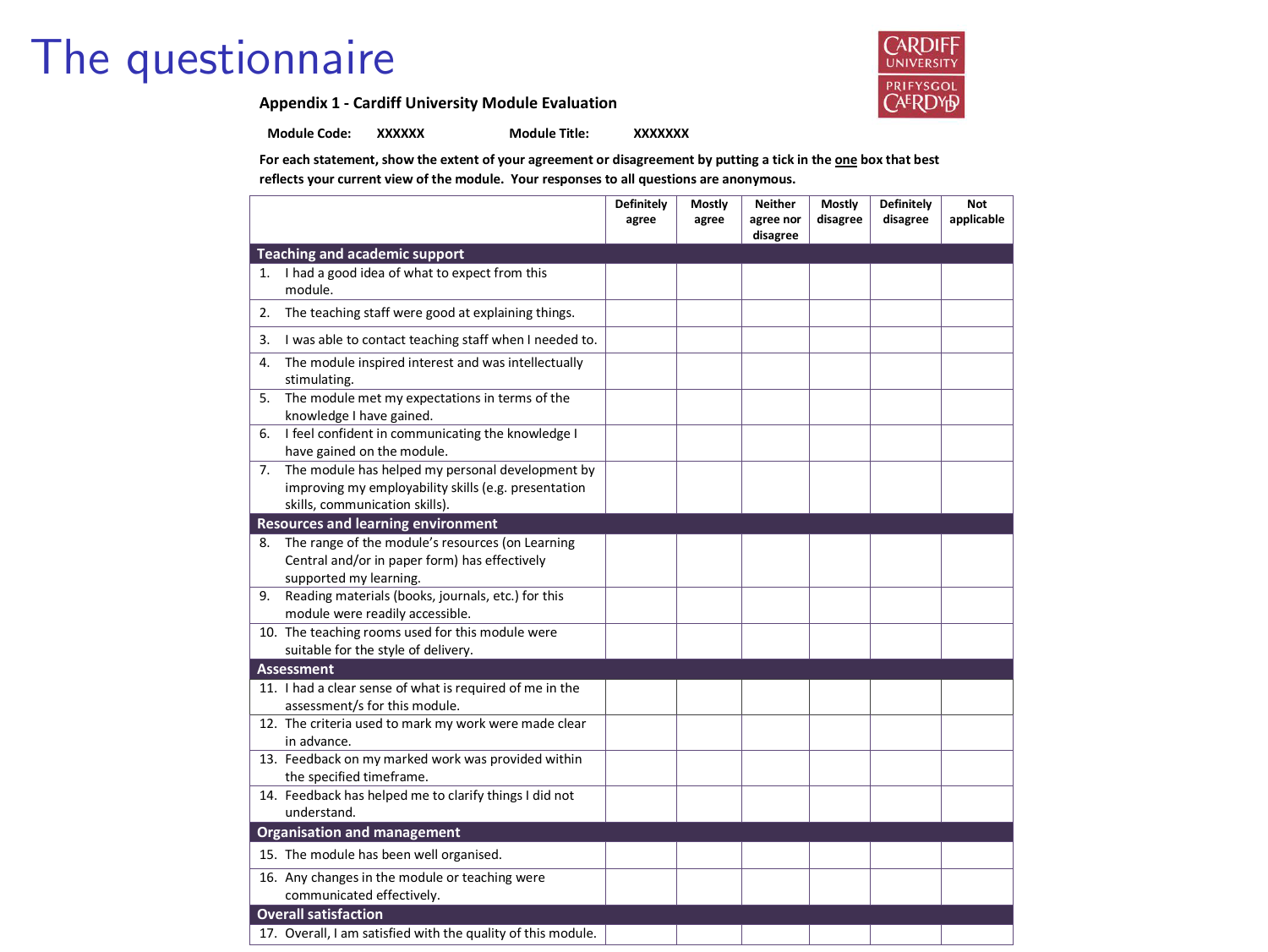# The questionnaire

CARDIFF UNIVERSITY
PRIFYSGOL CAERDYDD

**Appendix 1 - Cardiff University Module Evaluation**

**Module Code:** **XXXXXX** **Module Title:** **XXXXXXX**

**For each statement, show the extent of your agreement or disagreement by putting a tick in the one box that best reflects your current view of the module. Your responses to all questions are anonymous.**

| | Definitely agree | Mostly agree | Neither agree nor disagree | Mostly disagree | Definitely disagree | Not applicable |
|---|---|---|---|---|---|---|
| **Teaching and academic support** | | | | | | |
| 1. I had a good idea of what to expect from this module. | | | | | | |
| 2. The teaching staff were good at explaining things. | | | | | | |
| 3. I was able to contact teaching staff when I needed to. | | | | | | |
| 4. The module inspired interest and was intellectually stimulating. | | | | | | |
| 5. The module met my expectations in terms of the knowledge I have gained. | | | | | | |
| 6. I feel confident in communicating the knowledge I have gained on the module. | | | | | | |
| 7. The module has helped my personal development by improving my employability skills (e.g. presentation skills, communication skills). | | | | | | |
| **Resources and learning environment** | | | | | | |
| 8. The range of the module's resources (on Learning Central and/or in paper form) has effectively supported my learning. | | | | | | |
| 9. Reading materials (books, journals, etc.) for this module were readily accessible. | | | | | | |
| 10. The teaching rooms used for this module were suitable for the style of delivery. | | | | | | |
| **Assessment** | | | | | | |
| 11. I had a clear sense of what is required of me in the assessment/s for this module. | | | | | | |
| 12. The criteria used to mark my work were made clear in advance. | | | | | | |
| 13. Feedback on my marked work was provided within the specified timeframe. | | | | | | |
| 14. Feedback has helped me to clarify things I did not understand. | | | | | | |
| **Organisation and management** | | | | | | |
| 15. The module has been well organised. | | | | | | |
| 16. Any changes in the module or teaching were communicated effectively. | | | | | | |
| **Overall satisfaction** | | | | | | |
| 17. Overall, I am satisfied with the quality of this module. | | | | | | |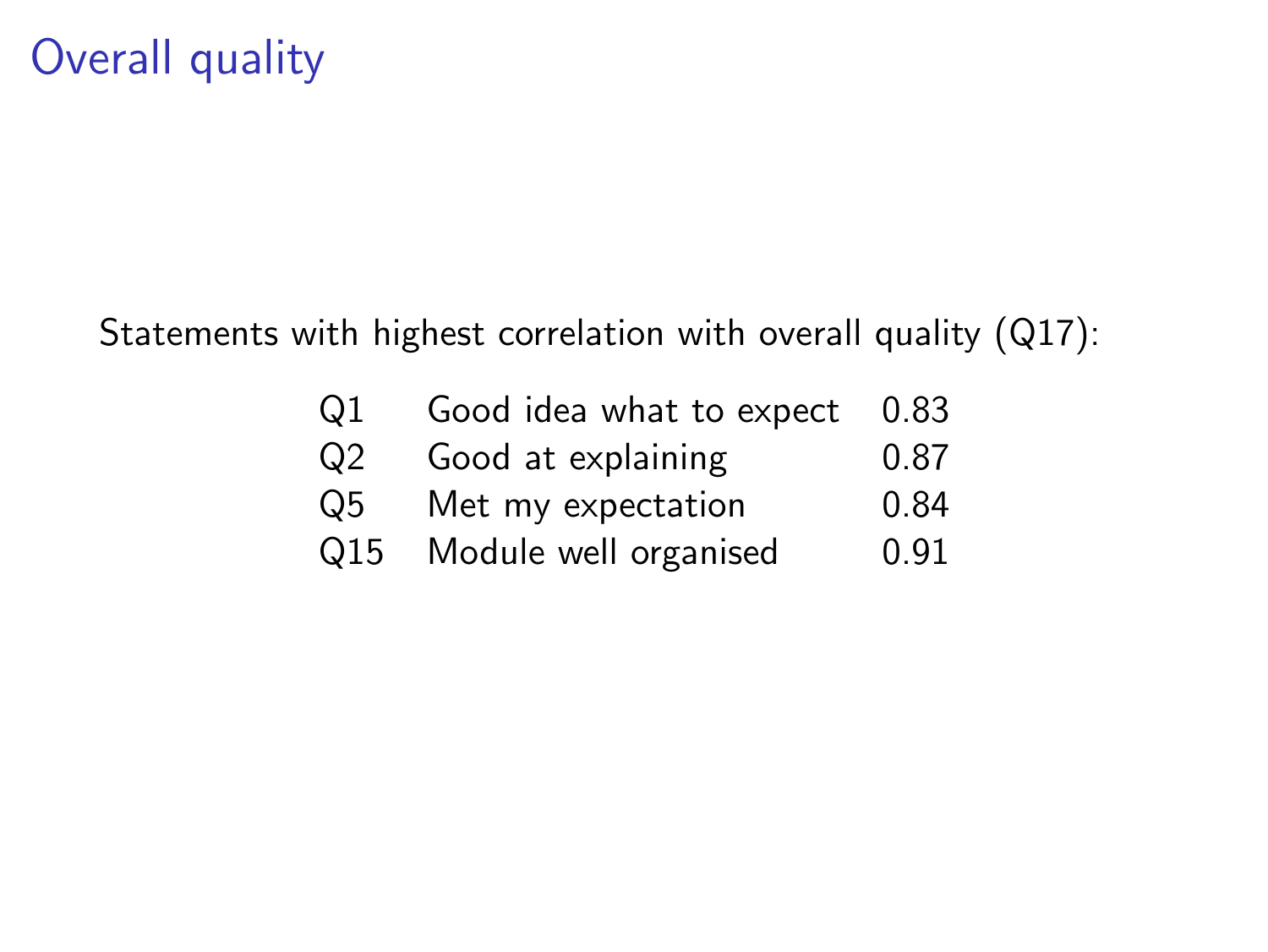# Overall quality

Statements with highest correlation with overall quality (Q17):

| | | |
|---|---|---|
| Q1 | Good idea what to expect | 0.83 |
| Q2 | Good at explaining | 0.87 |
| Q5 | Met my expectation | 0.84 |
| Q15 | Module well organised | 0.91 |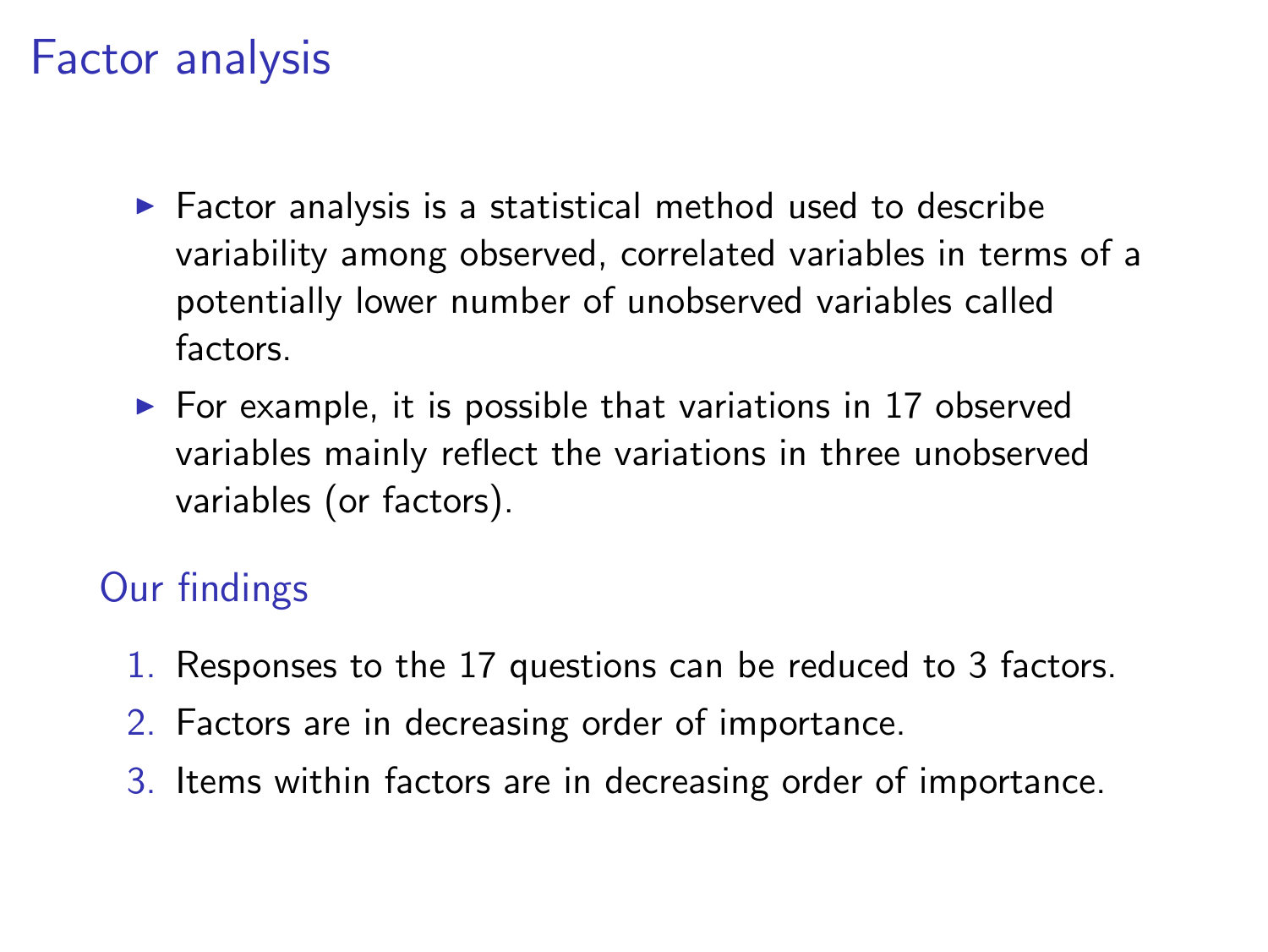# Factor analysis

- Factor analysis is a statistical method used to describe variability among observed, correlated variables in terms of a potentially lower number of unobserved variables called factors.
- For example, it is possible that variations in 17 observed variables mainly reflect the variations in three unobserved variables (or factors).

## Our findings

1. Responses to the 17 questions can be reduced to 3 factors.
2. Factors are in decreasing order of importance.
3. Items within factors are in decreasing order of importance.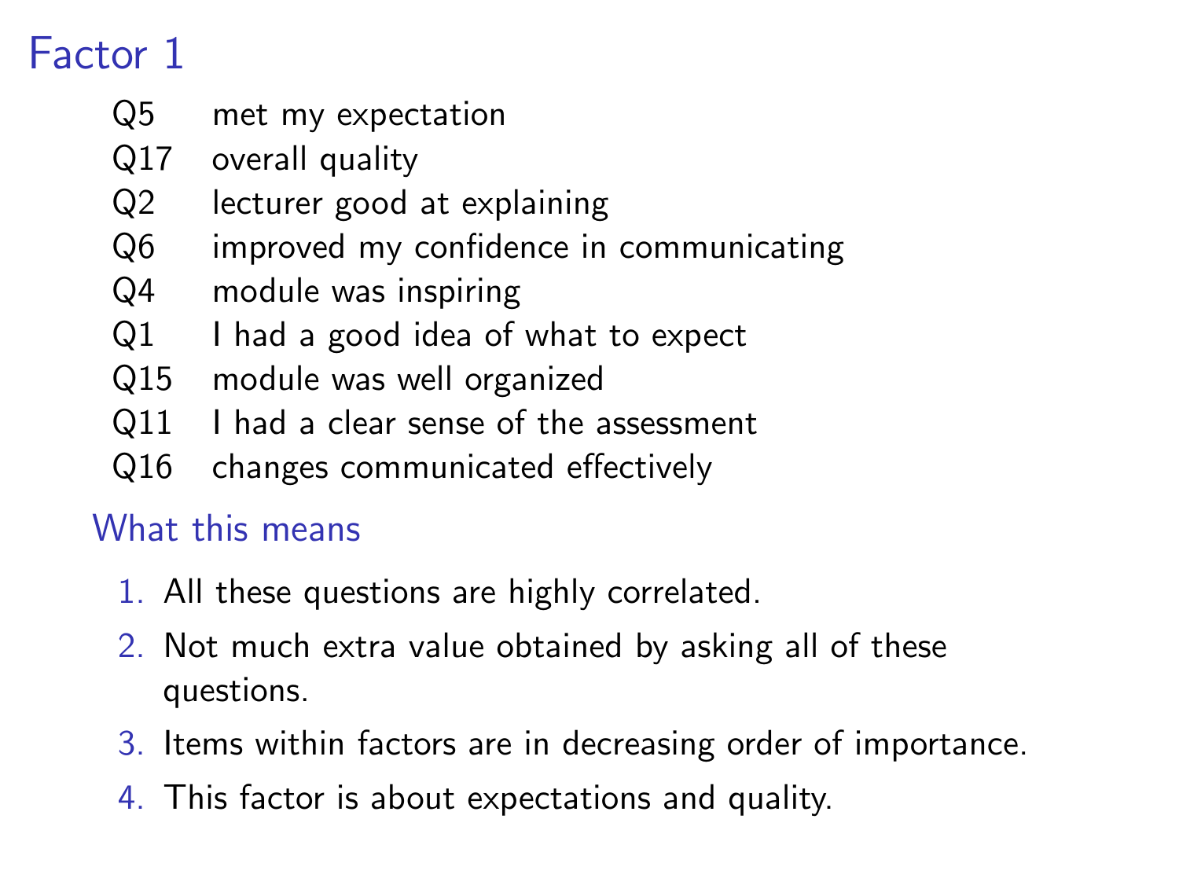# Factor 1

| | |
|---|---|
| Q5 | met my expectation |
| Q17 | overall quality |
| Q2 | lecturer good at explaining |
| Q6 | improved my confidence in communicating |
| Q4 | module was inspiring |
| Q1 | I had a good idea of what to expect |
| Q15 | module was well organized |
| Q11 | I had a clear sense of the assessment |
| Q16 | changes communicated effectively |

## What this means

1. All these questions are highly correlated.
2. Not much extra value obtained by asking all of these questions.
3. Items within factors are in decreasing order of importance.
4. This factor is about expectations and quality.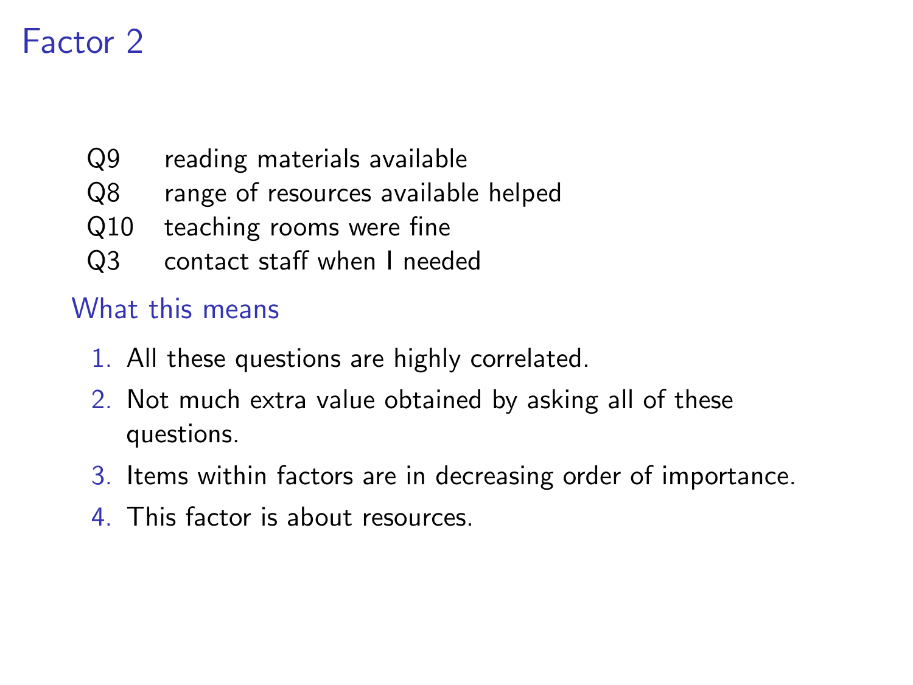# Factor 2

| | |
|---|---|
| Q9 | reading materials available |
| Q8 | range of resources available helped |
| Q10 | teaching rooms were fine |
| Q3 | contact staff when I needed |

## What this means

1. All these questions are highly correlated.
2. Not much extra value obtained by asking all of these questions.
3. Items within factors are in decreasing order of importance.
4. This factor is about resources.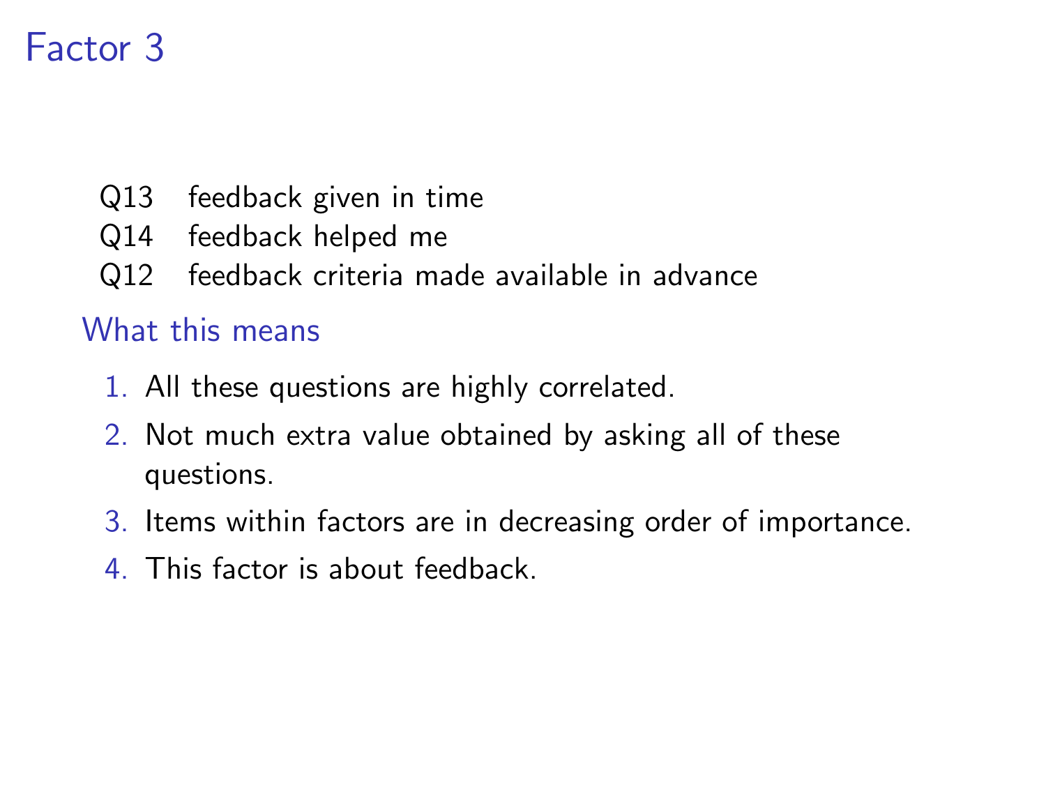# Factor 3

| | |
|---|---|
| Q13 | feedback given in time |
| Q14 | feedback helped me |
| Q12 | feedback criteria made available in advance |

## What this means

1. All these questions are highly correlated.
2. Not much extra value obtained by asking all of these questions.
3. Items within factors are in decreasing order of importance.
4. This factor is about feedback.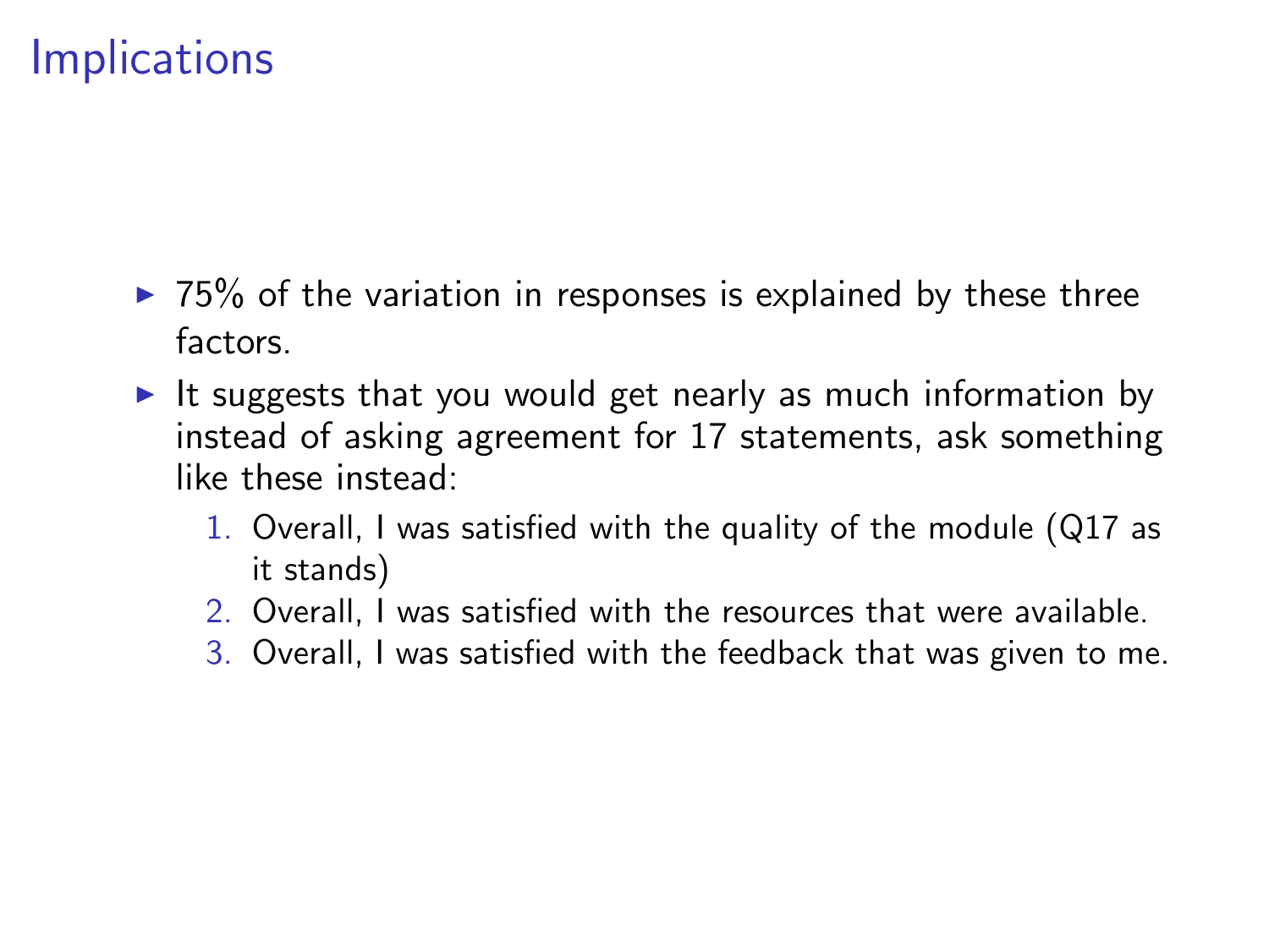# Implications

- 75% of the variation in responses is explained by these three factors.
- It suggests that you would get nearly as much information by instead of asking agreement for 17 statements, ask something like these instead:
  1. Overall, I was satisfied with the quality of the module (Q17 as it stands)
  2. Overall, I was satisfied with the resources that were available.
  3. Overall, I was satisfied with the feedback that was given to me.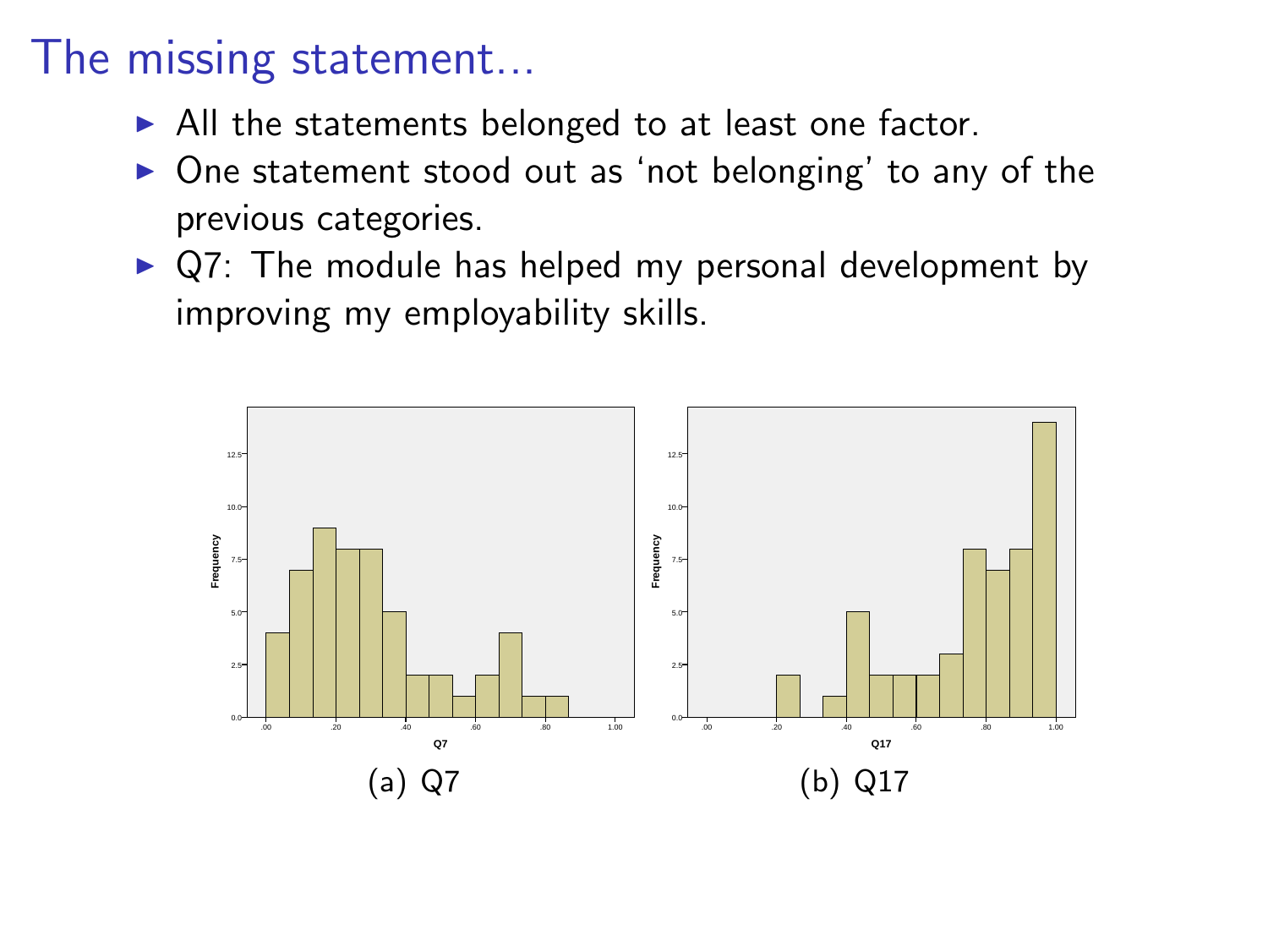# The missing statement...

- All the statements belonged to at least one factor.
- One statement stood out as 'not belonging' to any of the previous categories.
- Q7: The module has helped my personal development by improving my employability skills.

(a) Q7

(b) Q17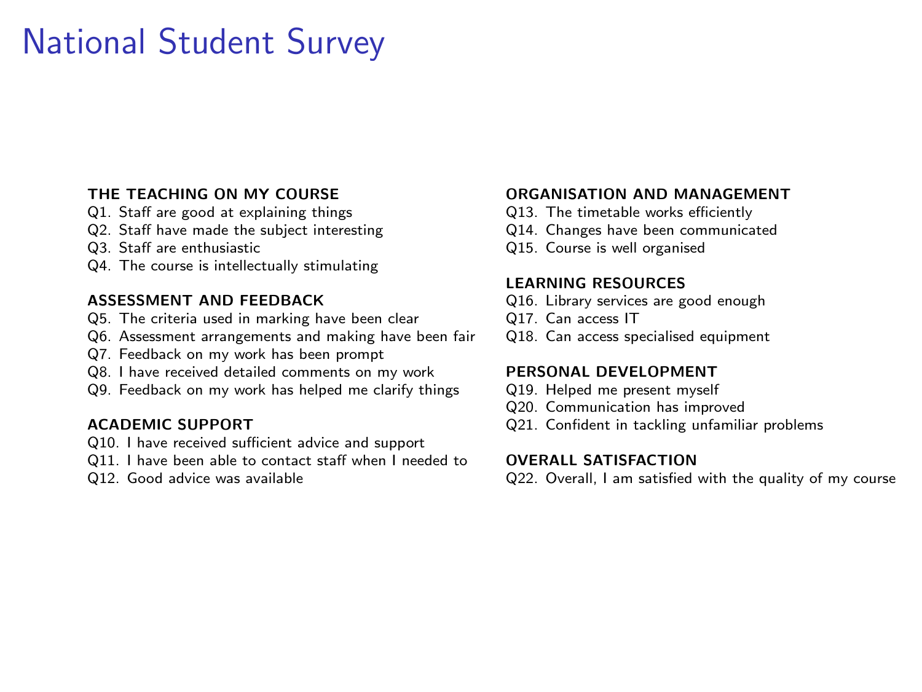# National Student Survey

### THE TEACHING ON MY COURSE

Q1. Staff are good at explaining things
Q2. Staff have made the subject interesting
Q3. Staff are enthusiastic
Q4. The course is intellectually stimulating

### ASSESSMENT AND FEEDBACK

Q5. The criteria used in marking have been clear
Q6. Assessment arrangements and making have been fair
Q7. Feedback on my work has been prompt
Q8. I have received detailed comments on my work
Q9. Feedback on my work has helped me clarify things

### ACADEMIC SUPPORT

Q10. I have received sufficient advice and support
Q11. I have been able to contact staff when I needed to
Q12. Good advice was available

### ORGANISATION AND MANAGEMENT

Q13. The timetable works efficiently
Q14. Changes have been communicated
Q15. Course is well organised

### LEARNING RESOURCES

Q16. Library services are good enough
Q17. Can access IT
Q18. Can access specialised equipment

### PERSONAL DEVELOPMENT

Q19. Helped me present myself
Q20. Communication has improved
Q21. Confident in tackling unfamiliar problems

### OVERALL SATISFACTION

Q22. Overall, I am satisfied with the quality of my course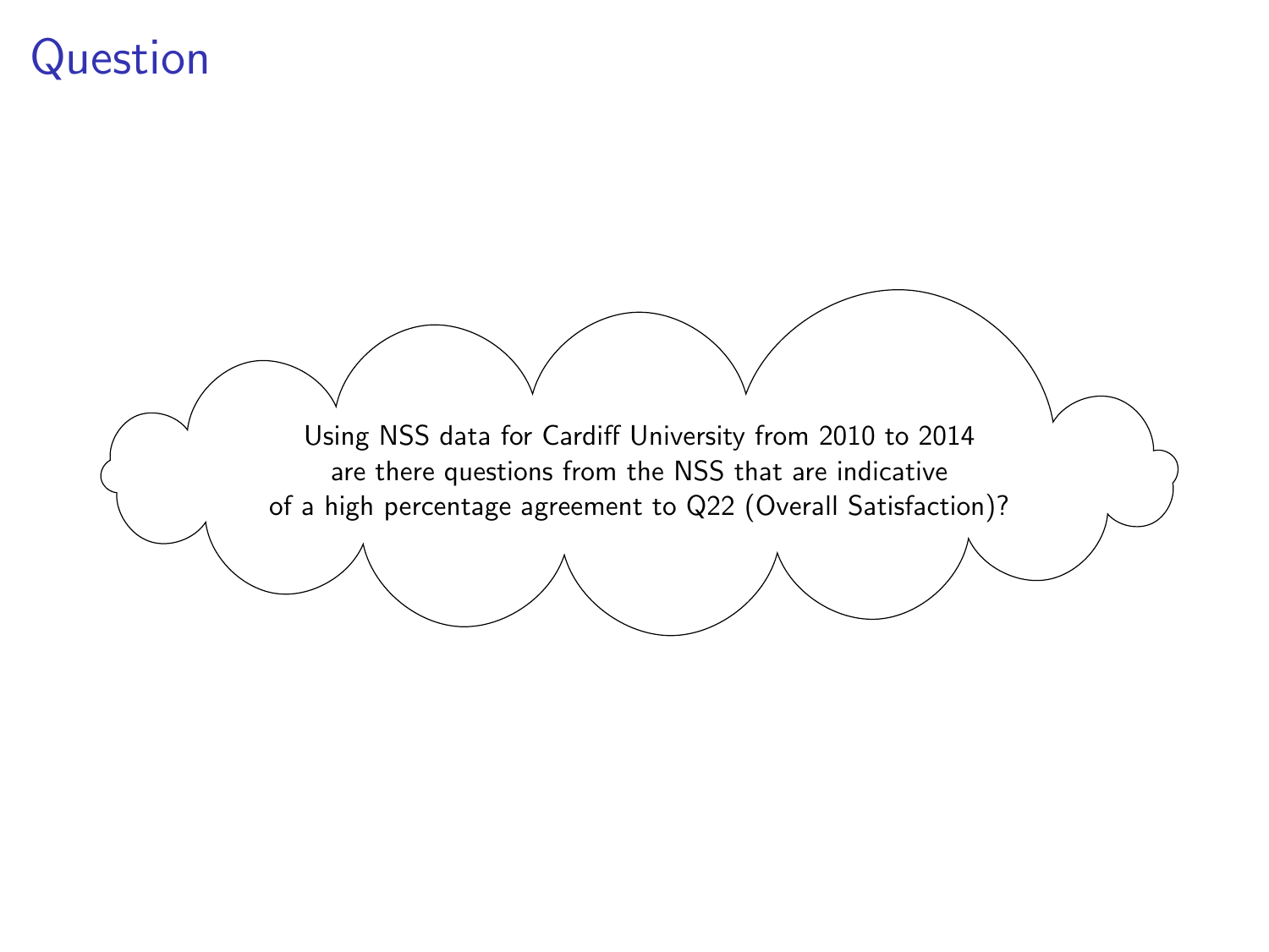# Question

Using NSS data for Cardiff University from 2010 to 2014 are there questions from the NSS that are indicative of a high percentage agreement to Q22 (Overall Satisfaction)?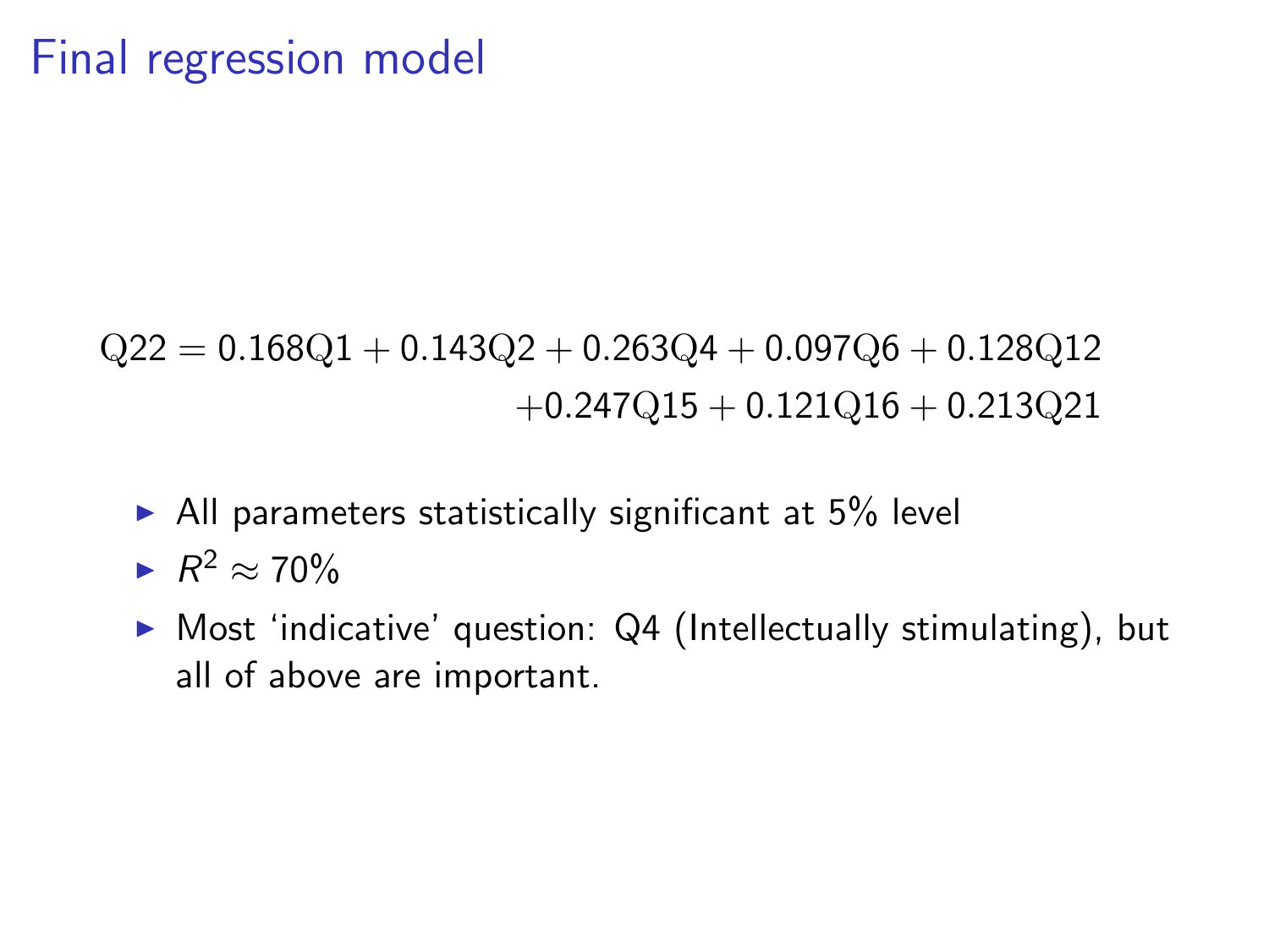# Final regression model

$$
\begin{aligned}
\mathrm{Q22} = 0.168\mathrm{Q1} + 0.143\mathrm{Q2} + 0.263\mathrm{Q4} + 0.097\mathrm{Q6} + 0.128\mathrm{Q12} \\
+ 0.247\mathrm{Q15} + 0.121\mathrm{Q16} + 0.213\mathrm{Q21}
\end{aligned}
$$

- All parameters statistically significant at 5% level
- $R^2 \approx 70\%$
- Most 'indicative' question: Q4 (Intellectually stimulating), but all of above are important.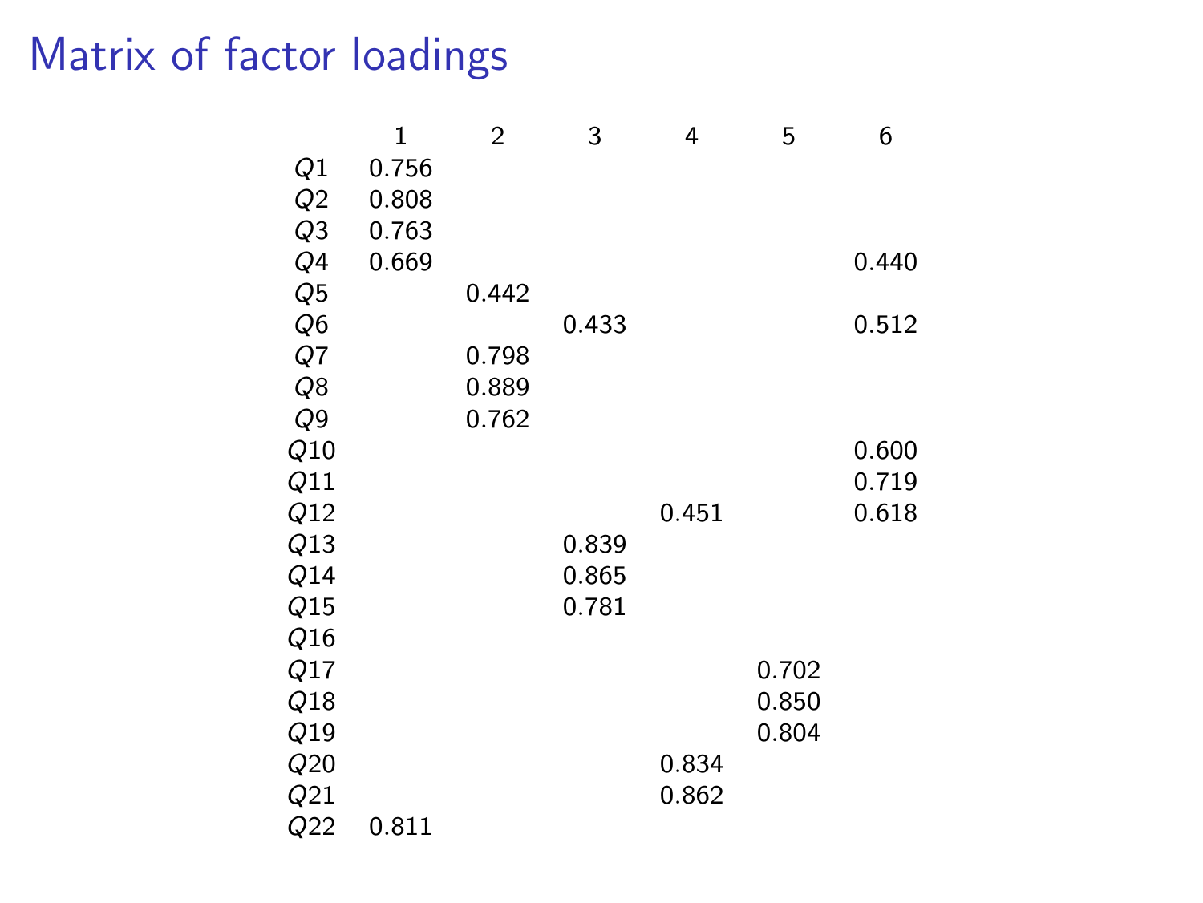# Matrix of factor loadings

|  | 1 | 2 | 3 | 4 | 5 | 6 |
|---|---|---|---|---|---|---|
| $Q1$ | 0.756 |  |  |  |  |  |
| $Q2$ | 0.808 |  |  |  |  |  |
| $Q3$ | 0.763 |  |  |  |  |  |
| $Q4$ | 0.669 |  |  |  |  | 0.440 |
| $Q5$ |  | 0.442 |  |  |  |  |
| $Q6$ |  |  | 0.433 |  |  | 0.512 |
| $Q7$ |  | 0.798 |  |  |  |  |
| $Q8$ |  | 0.889 |  |  |  |  |
| $Q9$ |  | 0.762 |  |  |  |  |
| $Q10$ |  |  |  |  |  | 0.600 |
| $Q11$ |  |  |  |  |  | 0.719 |
| $Q12$ |  |  |  | 0.451 |  | 0.618 |
| $Q13$ |  |  | 0.839 |  |  |  |
| $Q14$ |  |  | 0.865 |  |  |  |
| $Q15$ |  |  | 0.781 |  |  |  |
| $Q16$ |  |  |  |  |  |  |
| $Q17$ |  |  |  |  | 0.702 |  |
| $Q18$ |  |  |  |  | 0.850 |  |
| $Q19$ |  |  |  |  | 0.804 |  |
| $Q20$ |  |  |  | 0.834 |  |  |
| $Q21$ |  |  |  | 0.862 |  |  |
| $Q22$ | 0.811 |  |  |  |  |  |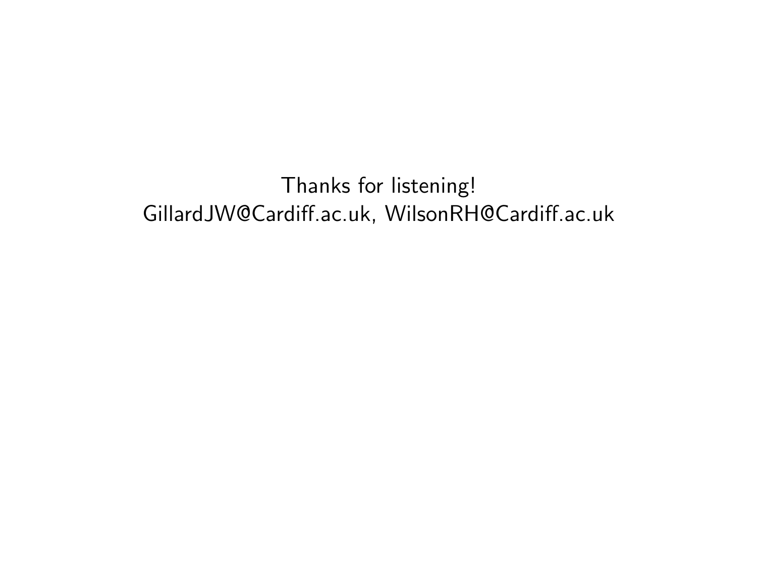Thanks for listening!
GillardJW@Cardiff.ac.uk, WilsonRH@Cardiff.ac.uk